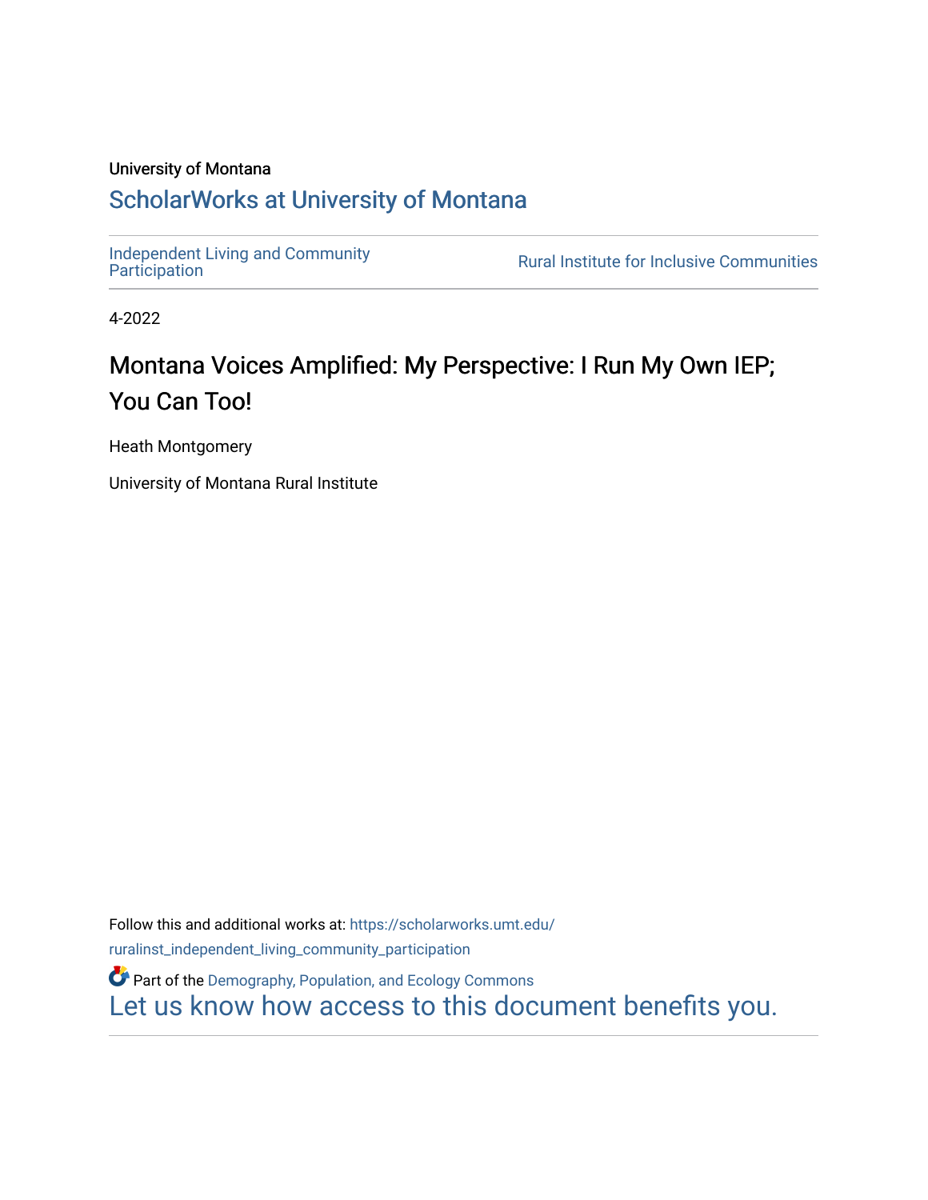University of Montana

# ScholarWorks at University of Montana

Independent Living and Community Participation

Rural Institute for Inclusive Communities

4-2022

# Montana Voices Amplified: My Perspective: I Run My Own IEP; You Can Too!

Heath Montgomery

University of Montana Rural Institute

Follow this and additional works at: https://scholarworks.umt.edu/ruralinst_independent_living_community_participation

Part of the Demography, Population, and Ecology Commons

Let us know how access to this document benefits you.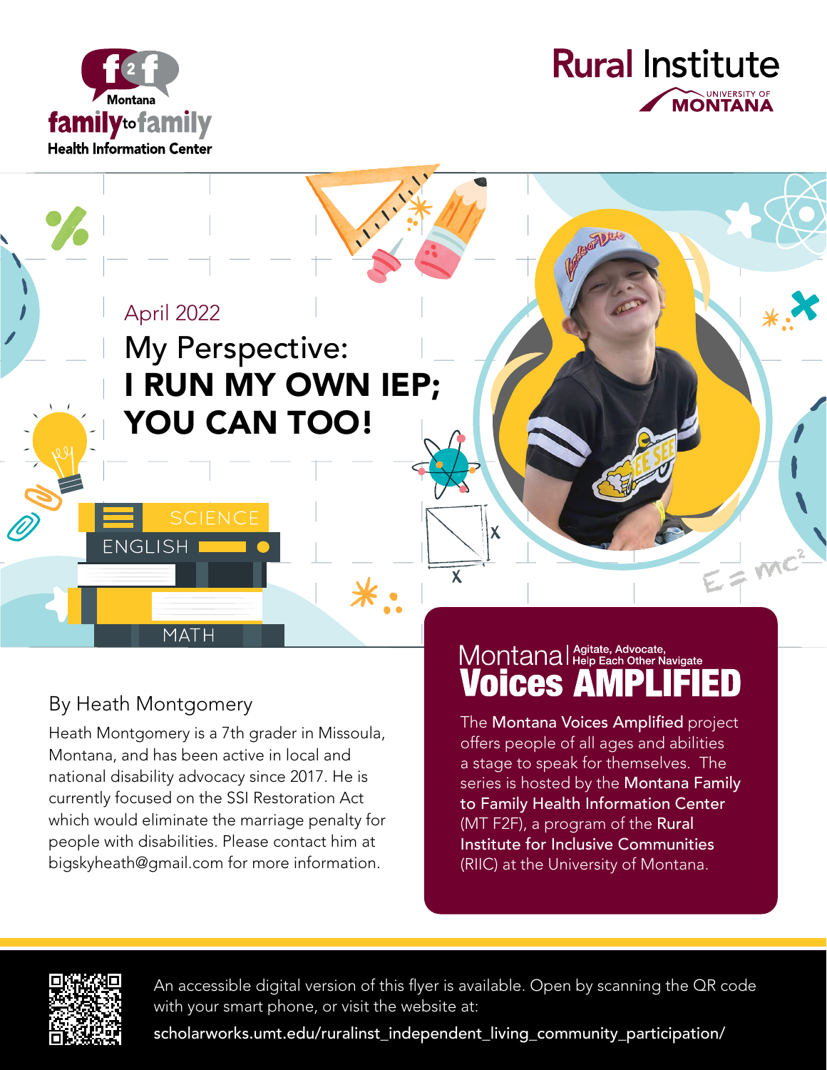Montana family to family Health Information Center

Rural Institute

UNIVERSITY OF MONTANA

April 2022

# My Perspective: **I RUN MY OWN IEP; YOU CAN TOO!**

## By Heath Montgomery

Heath Montgomery is a 7th grader in Missoula, Montana, and has been active in local and national disability advocacy since 2017. He is currently focused on the SSI Restoration Act which would eliminate the marriage penalty for people with disabilities. Please contact him at bigskyheath@gmail.com for more information.

## Montana | Agitate, Advocate, Help Each Other Navigate **Voices AMPLIFIED**

The **Montana Voices Amplified** project offers people of all ages and abilities a stage to speak for themselves. The series is hosted by the **Montana Family to Family Health Information Center** (MT F2F), a program of the **Rural Institute for Inclusive Communities** (RIIC) at the University of Montana.

An accessible digital version of this flyer is available. Open by scanning the QR code with your smart phone, or visit the website at:

scholarworks.umt.edu/ruralinst_independent_living_community_participation/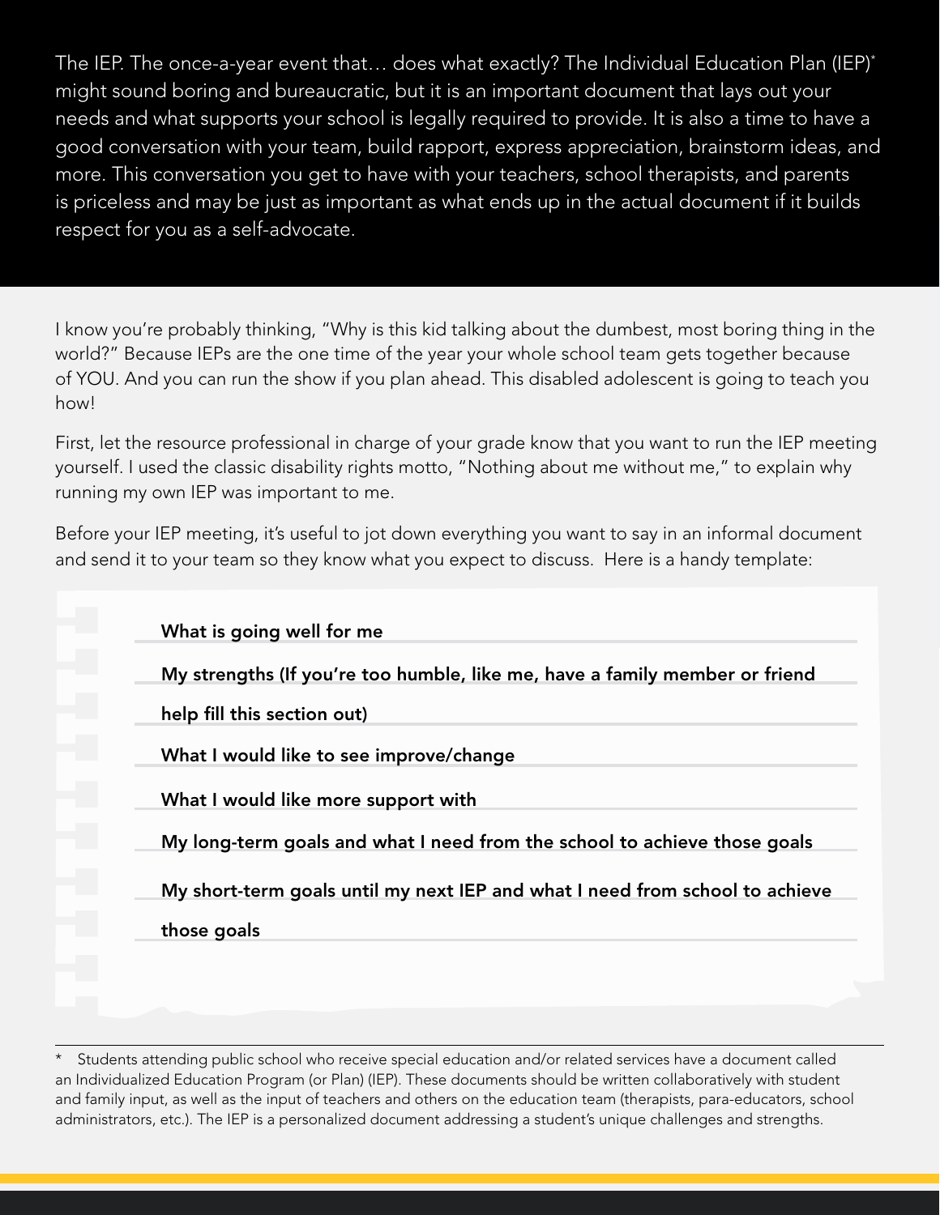The IEP. The once-a-year event that… does what exactly? The Individual Education Plan (IEP)* might sound boring and bureaucratic, but it is an important document that lays out your needs and what supports your school is legally required to provide. It is also a time to have a good conversation with your team, build rapport, express appreciation, brainstorm ideas, and more. This conversation you get to have with your teachers, school therapists, and parents is priceless and may be just as important as what ends up in the actual document if it builds respect for you as a self-advocate.

I know you're probably thinking, "Why is this kid talking about the dumbest, most boring thing in the world?" Because IEPs are the one time of the year your whole school team gets together because of YOU. And you can run the show if you plan ahead. This disabled adolescent is going to teach you how!

First, let the resource professional in charge of your grade know that you want to run the IEP meeting yourself. I used the classic disability rights motto, "Nothing about me without me," to explain why running my own IEP was important to me.

Before your IEP meeting, it's useful to jot down everything you want to say in an informal document and send it to your team so they know what you expect to discuss. Here is a handy template:

**What is going well for me**

**My strengths (If you're too humble, like me, have a family member or friend help fill this section out)**

**What I would like to see improve/change**

**What I would like more support with**

**My long-term goals and what I need from the school to achieve those goals**

**My short-term goals until my next IEP and what I need from school to achieve those goals**

---

\* Students attending public school who receive special education and/or related services have a document called an Individualized Education Program (or Plan) (IEP). These documents should be written collaboratively with student and family input, as well as the input of teachers and others on the education team (therapists, para-educators, school administrators, etc.). The IEP is a personalized document addressing a student's unique challenges and strengths.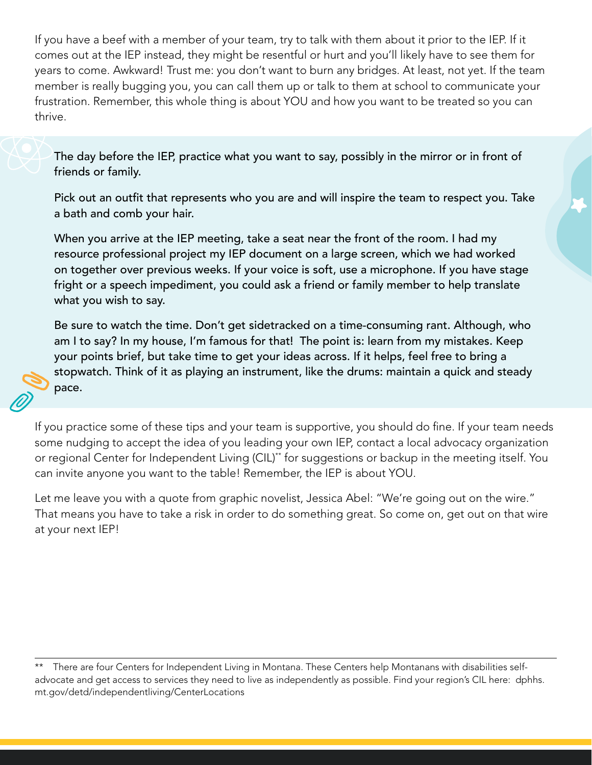If you have a beef with a member of your team, try to talk with them about it prior to the IEP. If it comes out at the IEP instead, they might be resentful or hurt and you'll likely have to see them for years to come. Awkward! Trust me: you don't want to burn any bridges. At least, not yet. If the team member is really bugging you, you can call them up or talk to them at school to communicate your frustration. Remember, this whole thing is about YOU and how you want to be treated so you can thrive.

The day before the IEP, practice what you want to say, possibly in the mirror or in front of friends or family.

Pick out an outfit that represents who you are and will inspire the team to respect you. Take a bath and comb your hair.

When you arrive at the IEP meeting, take a seat near the front of the room. I had my resource professional project my IEP document on a large screen, which we had worked on together over previous weeks. If your voice is soft, use a microphone. If you have stage fright or a speech impediment, you could ask a friend or family member to help translate what you wish to say.

Be sure to watch the time. Don't get sidetracked on a time-consuming rant. Although, who am I to say? In my house, I'm famous for that! The point is: learn from my mistakes. Keep your points brief, but take time to get your ideas across. If it helps, feel free to bring a stopwatch. Think of it as playing an instrument, like the drums: maintain a quick and steady pace.

If you practice some of these tips and your team is supportive, you should do fine. If your team needs some nudging to accept the idea of you leading your own IEP, contact a local advocacy organization or regional Center for Independent Living (CIL)** for suggestions or backup in the meeting itself. You can invite anyone you want to the table! Remember, the IEP is about YOU.

Let me leave you with a quote from graphic novelist, Jessica Abel: "We're going out on the wire." That means you have to take a risk in order to do something great. So come on, get out on that wire at your next IEP!

---

** There are four Centers for Independent Living in Montana. These Centers help Montanans with disabilities self-advocate and get access to services they need to live as independently as possible. Find your region's CIL here: dphhs.mt.gov/detd/independentliving/CenterLocations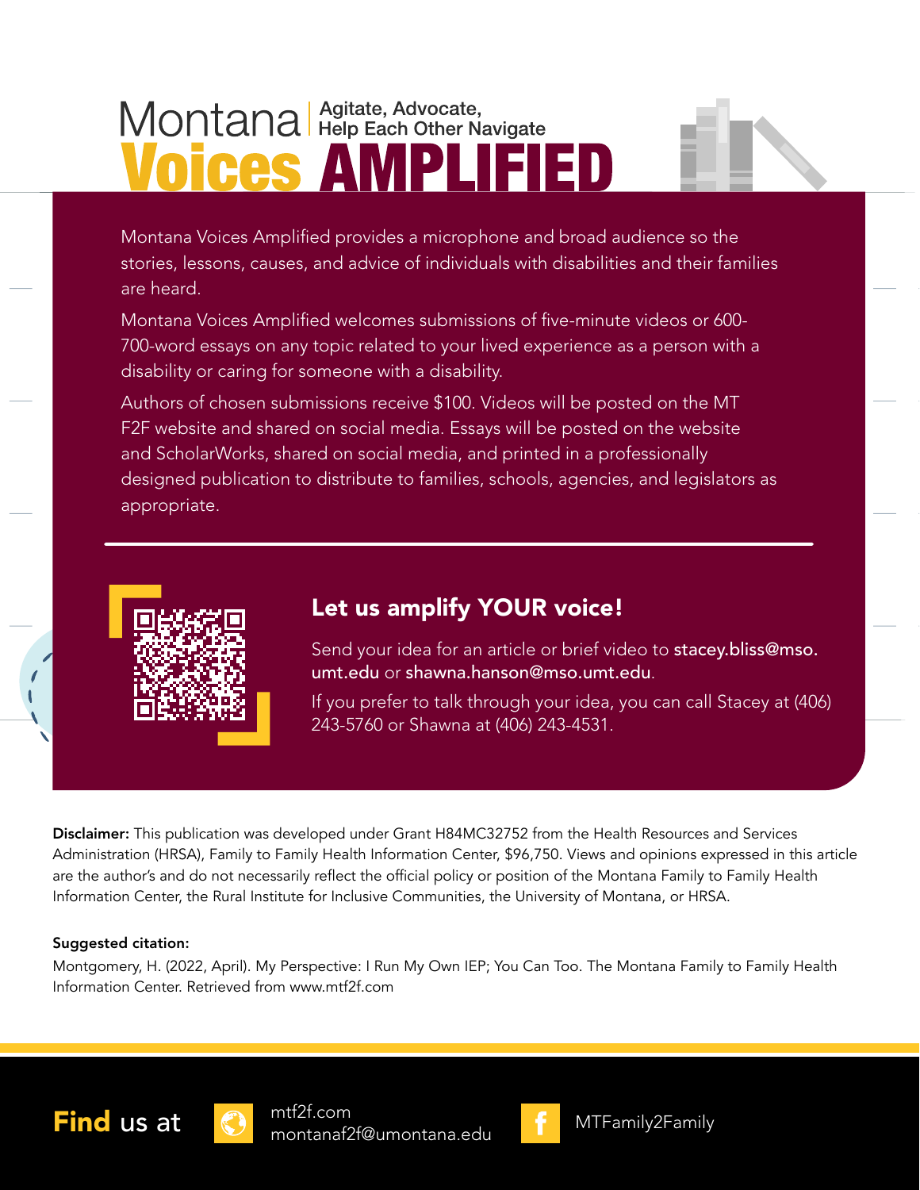# Montana Voices AMPLIFIED

Agitate, Advocate, Help Each Other Navigate

Montana Voices Amplified provides a microphone and broad audience so the stories, lessons, causes, and advice of individuals with disabilities and their families are heard.

Montana Voices Amplified welcomes submissions of five-minute videos or 600-700-word essays on any topic related to your lived experience as a person with a disability or caring for someone with a disability.

Authors of chosen submissions receive $100. Videos will be posted on the MT F2F website and shared on social media. Essays will be posted on the website and ScholarWorks, shared on social media, and printed in a professionally designed publication to distribute to families, schools, agencies, and legislators as appropriate.

## Let us amplify YOUR voice!

Send your idea for an article or brief video to **stacey.bliss@mso.umt.edu** or **shawna.hanson@mso.umt.edu**.

If you prefer to talk through your idea, you can call Stacey at (406) 243-5760 or Shawna at (406) 243-4531.

**Disclaimer:** This publication was developed under Grant H84MC32752 from the Health Resources and Services Administration (HRSA), Family to Family Health Information Center, $96,750. Views and opinions expressed in this article are the author's and do not necessarily reflect the official policy or position of the Montana Family to Family Health Information Center, the Rural Institute for Inclusive Communities, the University of Montana, or HRSA.

**Suggested citation:**

Montgomery, H. (2022, April). My Perspective: I Run My Own IEP; You Can Too. The Montana Family to Family Health Information Center. Retrieved from www.mtf2f.com

**Find** us at

mtf2f.com
montanaf2f@umontana.edu

MTFamily2Family